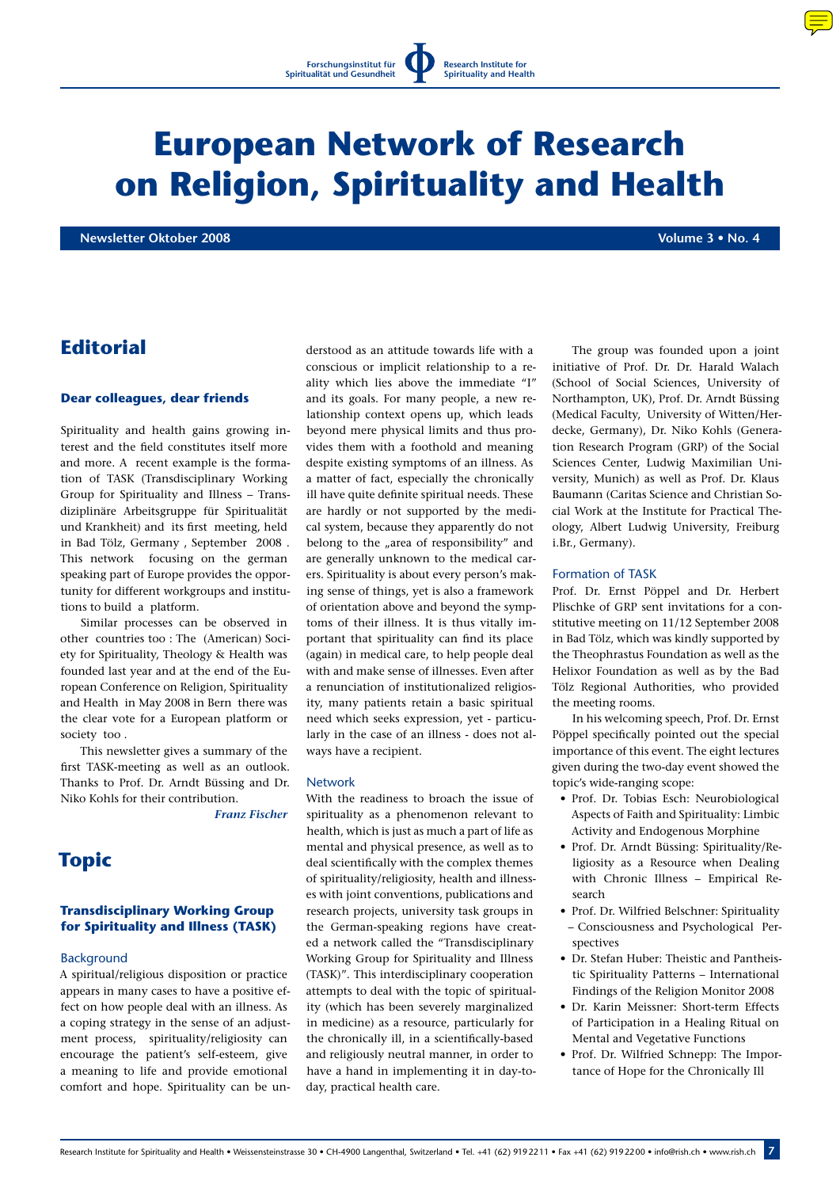Forschungsinstitut für Spiritualität und Gesundheit · Research Institute for Spirituality and Health

# European Network of Research on Religion, Spirituality and Health

**Newsletter Oktober 2008** **Volume 3 • No. 4**

## Editorial

### Dear colleagues, dear friends

Spirituality and health gains growing interest and the field constitutes itself more and more. A recent example is the formation of TASK (Transdisciplinary Working Group for Spirituality and Illness – Transdiziplinäre Arbeitsgruppe für Spiritualität und Krankheit) and its first meeting, held in Bad Tölz, Germany, September 2008. This network focusing on the german speaking part of Europe provides the opportunity for different workgroups and institutions to build a platform.

Similar processes can be observed in other countries too: The (American) Society for Spirituality, Theology & Health was founded last year and at the end of the European Conference on Religion, Spirituality and Health in May 2008 in Bern there was the clear vote for a European platform or society too.

This newsletter gives a summary of the first TASK-meeting as well as an outlook. Thanks to Prof. Dr. Arndt Büssing and Dr. Niko Kohls for their contribution.

***Franz Fischer***

## Topic

### Transdisciplinary Working Group for Spirituality and Illness (TASK)

#### Background

A spiritual/religious disposition or practice appears in many cases to have a positive effect on how people deal with an illness. As a coping strategy in the sense of an adjustment process, spirituality/religiosity can encourage the patient's self-esteem, give a meaning to life and provide emotional comfort and hope. Spirituality can be understood as an attitude towards life with a conscious or implicit relationship to a reality which lies above the immediate "I" and its goals. For many people, a new relationship context opens up, which leads beyond mere physical limits and thus provides them with a foothold and meaning despite existing symptoms of an illness. As a matter of fact, especially the chronically ill have quite definite spiritual needs. These are hardly or not supported by the medical system, because they apparently do not belong to the „area of responsibility" and are generally unknown to the medical carers. Spirituality is about every person's making sense of things, yet is also a framework of orientation above and beyond the symptoms of their illness. It is thus vitally important that spirituality can find its place (again) in medical care, to help people deal with and make sense of illnesses. Even after a renunciation of institutionalized religiosity, many patients retain a basic spiritual need which seeks expression, yet - particularly in the case of an illness - does not always have a recipient.

#### Network

With the readiness to broach the issue of spirituality as a phenomenon relevant to health, which is just as much a part of life as mental and physical presence, as well as to deal scientifically with the complex themes of spirituality/religiosity, health and illnesses with joint conventions, publications and research projects, university task groups in the German-speaking regions have created a network called the "Transdisciplinary Working Group for Spirituality and Illness (TASK)". This interdisciplinary cooperation attempts to deal with the topic of spirituality (which has been severely marginalized in medicine) as a resource, particularly for the chronically ill, in a scientifically-based and religiously neutral manner, in order to have a hand in implementing it in day-to-day, practical health care.

The group was founded upon a joint initiative of Prof. Dr. Dr. Harald Walach (School of Social Sciences, University of Northampton, UK), Prof. Dr. Arndt Büssing (Medical Faculty, University of Witten/Herdecke, Germany), Dr. Niko Kohls (Generation Research Program (GRP) of the Social Sciences Center, Ludwig Maximilian University, Munich) as well as Prof. Dr. Klaus Baumann (Caritas Science and Christian Social Work at the Institute for Practical Theology, Albert Ludwig University, Freiburg i.Br., Germany).

#### Formation of TASK

Prof. Dr. Ernst Pöppel and Dr. Herbert Plischke of GRP sent invitations for a constitutive meeting on 11/12 September 2008 in Bad Tölz, which was kindly supported by the Theophrastus Foundation as well as the Helixor Foundation as well as by the Bad Tölz Regional Authorities, who provided the meeting rooms.

In his welcoming speech, Prof. Dr. Ernst Pöppel specifically pointed out the special importance of this event. The eight lectures given during the two-day event showed the topic's wide-ranging scope:

- Prof. Dr. Tobias Esch: Neurobiological Aspects of Faith and Spirituality: Limbic Activity and Endogenous Morphine
- Prof. Dr. Arndt Büssing: Spirituality/Religiosity as a Resource when Dealing with Chronic Illness – Empirical Research
- Prof. Dr. Wilfried Belschner: Spirituality – Consciousness and Psychological Perspectives
- Dr. Stefan Huber: Theistic and Pantheistic Spirituality Patterns – International Findings of the Religion Monitor 2008
- Dr. Karin Meissner: Short-term Effects of Participation in a Healing Ritual on Mental and Vegetative Functions
- Prof. Dr. Wilfried Schnepp: The Importance of Hope for the Chronically Ill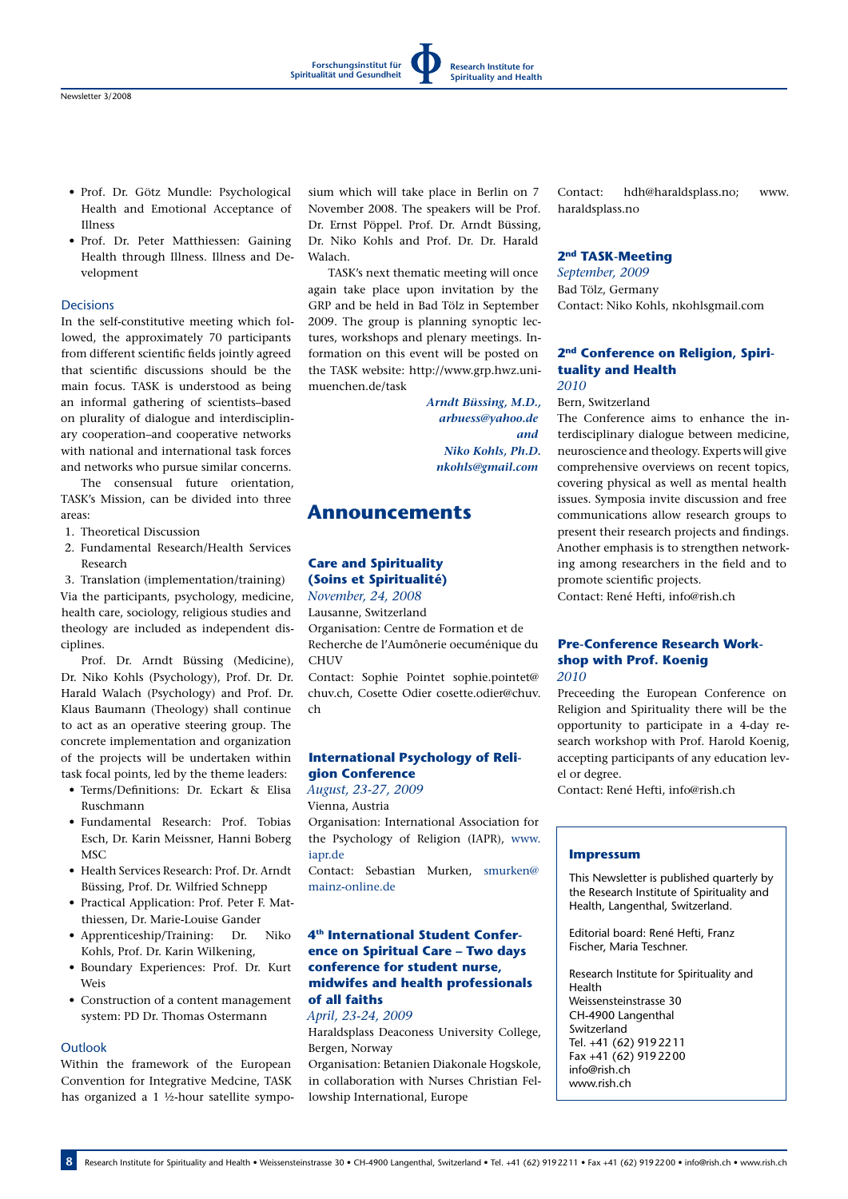- Prof. Dr. Götz Mundle: Psychological Health and Emotional Acceptance of Illness
- Prof. Dr. Peter Matthiessen: Gaining Health through Illness. Illness and Development

### Decisions

In the self-constitutive meeting which followed, the approximately 70 participants from different scientific fields jointly agreed that scientific discussions should be the main focus. TASK is understood as being an informal gathering of scientists–based on plurality of dialogue and interdisciplinary cooperation–and cooperative networks with national and international task forces and networks who pursue similar concerns.

The consensual future orientation, TASK's Mission, can be divided into three areas:

1. Theoretical Discussion
2. Fundamental Research/Health Services Research
3. Translation (implementation/training)

Via the participants, psychology, medicine, health care, sociology, religious studies and theology are included as independent disciplines.

Prof. Dr. Arndt Büssing (Medicine), Dr. Niko Kohls (Psychology), Prof. Dr. Dr. Harald Walach (Psychology) and Prof. Dr. Klaus Baumann (Theology) shall continue to act as an operative steering group. The concrete implementation and organization of the projects will be undertaken within task focal points, led by the theme leaders:

- Terms/Definitions: Dr. Eckart & Elisa Ruschmann
- Fundamental Research: Prof. Tobias Esch, Dr. Karin Meissner, Hanni Boberg MSC
- Health Services Research: Prof. Dr. Arndt Büssing, Prof. Dr. Wilfried Schnepp
- Practical Application: Prof. Peter F. Matthiessen, Dr. Marie-Louise Gander
- Apprenticeship/Training: Dr. Niko Kohls, Prof. Dr. Karin Wilkening,
- Boundary Experiences: Prof. Dr. Kurt Weis
- Construction of a content management system: PD Dr. Thomas Ostermann

### Outlook

Within the framework of the European Convention for Integrative Medcine, TASK has organized a 1 ½-hour satellite symposium which will take place in Berlin on 7 November 2008. The speakers will be Prof. Dr. Ernst Pöppel. Prof. Dr. Arndt Büssing, Dr. Niko Kohls and Prof. Dr. Dr. Harald Walach.

TASK's next thematic meeting will once again take place upon invitation by the GRP and be held in Bad Tölz in September 2009. The group is planning synoptic lectures, workshops and plenary meetings. Information on this event will be posted on the TASK website: http://www.grp.hwz.uni-muenchen.de/task

*Arndt Büssing, M.D., arbuess@yahoo.de and Niko Kohls, Ph.D. nkohls@gmail.com*

## Announcements

### Care and Spirituality (Soins et Spiritualité)

*November, 24, 2008*

Lausanne, Switzerland

Organisation: Centre de Formation et de Recherche de l'Aumônerie oecuménique du CHUV

Contact: Sophie Pointet sophie.pointet@chuv.ch, Cosette Odier cosette.odier@chuv.ch

### International Psychology of Religion Conference

*August, 23-27, 2009*

Vienna, Austria

Organisation: International Association for the Psychology of Religion (IAPR), www.iapr.de

Contact: Sebastian Murken, smurken@mainz-online.de

### 4th International Student Conference on Spiritual Care – Two days conference for student nurse, midwifes and health professionals of all faiths

*April, 23-24, 2009*

Haraldsplass Deaconess University College, Bergen, Norway

Organisation: Betanien Diakonale Hogskole, in collaboration with Nurses Christian Fellowship International, Europe

Contact: hdh@haraldsplass.no; www.haraldsplass.no

### 2nd TASK-Meeting

*September, 2009*

Bad Tölz, Germany

Contact: Niko Kohls, nkohlsgmail.com

### 2nd Conference on Religion, Spirituality and Health

*2010*

Bern, Switzerland

The Conference aims to enhance the interdisciplinary dialogue between medicine, neuroscience and theology. Experts will give comprehensive overviews on recent topics, covering physical as well as mental health issues. Symposia invite discussion and free communications allow research groups to present their research projects and findings. Another emphasis is to strengthen networking among researchers in the field and to promote scientific projects.

Contact: René Hefti, info@rish.ch

### Pre-Conference Research Workshop with Prof. Koenig

*2010*

Preceeding the European Conference on Religion and Spirituality there will be the opportunity to participate in a 4-day research workshop with Prof. Harold Koenig, accepting participants of any education level or degree.

Contact: René Hefti, info@rish.ch

### Impressum

This Newsletter is published quarterly by the Research Institute of Spirituality and Health, Langenthal, Switzerland.

Editorial board: René Hefti, Franz Fischer, Maria Teschner.

Research Institute for Spirituality and Health
Weissensteinstrasse 30
CH-4900 Langenthal
Switzerland
Tel. +41 (62) 919 22 11
Fax +41 (62) 919 22 00
info@rish.ch
www.rish.ch